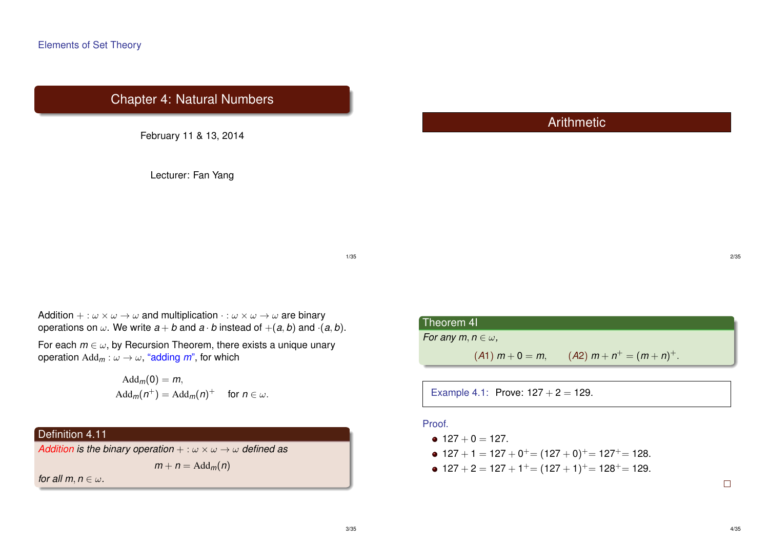Elements of Set Theory

# Chapter 4: Natural Numbers

February 11 & 13, 2014

Lecturer: Fan Yang

## Arithmetic

Addition $+ : \omega \times \omega \to \omega$ and multiplication $\cdot : \omega \times \omega \to \omega$ are binary operations on $\omega$. We write $a + b$ and $a \cdot b$ instead of $+(a, b)$ and $\cdot(a, b)$.

For each $m \in \omega$, by Recursion Theorem, there exists a unique unary operation $\mathrm{Add}_m : \omega \to \omega$, "adding $m$", for which

$$\mathrm{Add}_m(0) = m,$$
$$\mathrm{Add}_m(n^+) = \mathrm{Add}_m(n)^+ \quad \text{for } n \in \omega.$$

**Definition 4.11**

*Addition is the binary operation $+ : \omega \times \omega \to \omega$ defined as*

$$m + n = \mathrm{Add}_m(n)$$

*for all $m, n \in \omega$.*

**Theorem 4I**

*For any $m, n \in \omega$,*

$$(A1)\ m + 0 = m, \qquad (A2)\ m + n^+ = (m + n)^+.$$

**Example 4.1:** Prove: $127 + 2 = 129$.

*Proof.*

- $127 + 0 = 127$.
- $127 + 1 = 127 + 0^+ = (127 + 0)^+ = 127^+ = 128$.
- $127 + 2 = 127 + 1^+ = (127 + 1)^+ = 128^+ = 129$.

□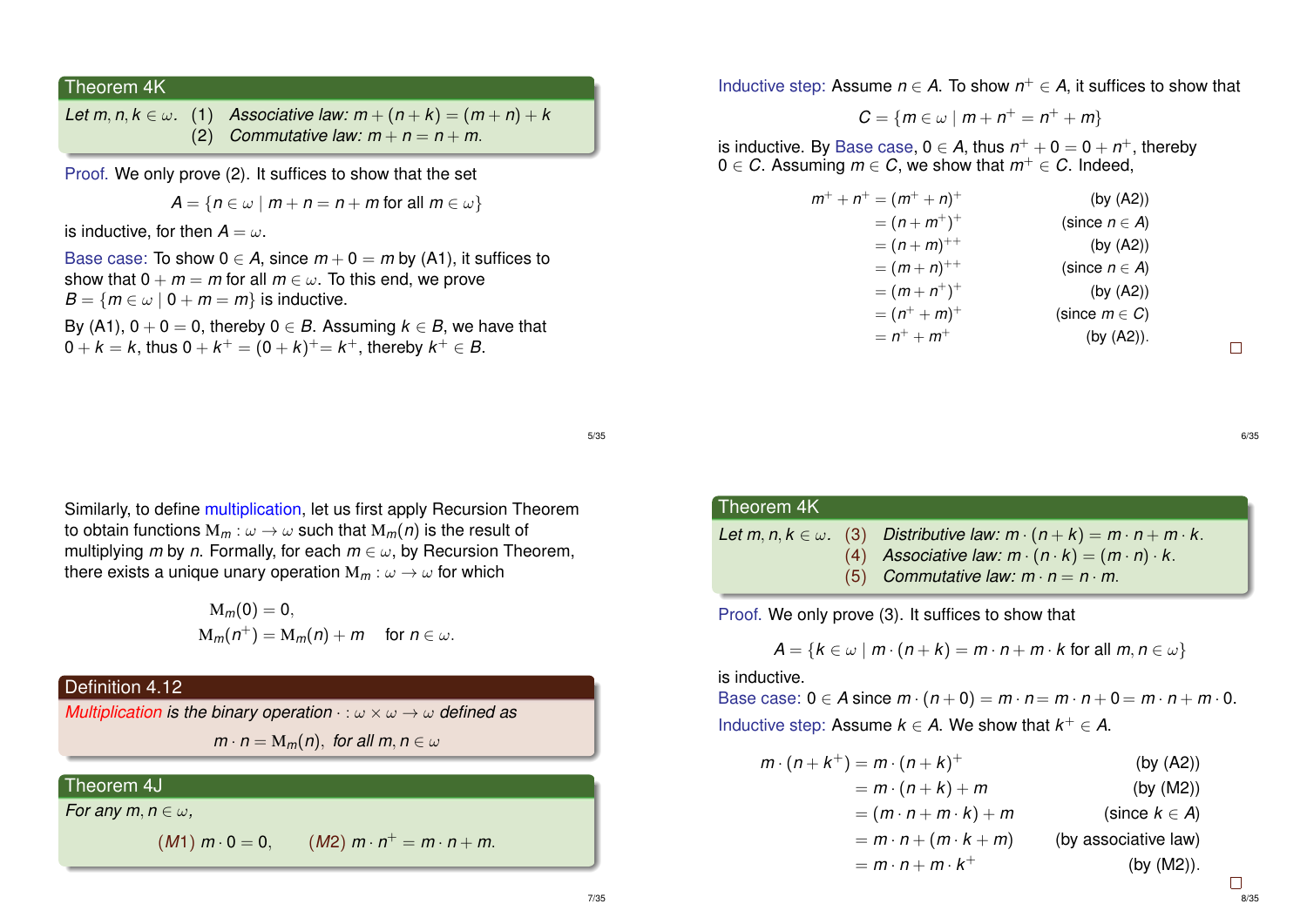### Theorem 4K

*Let $m, n, k \in \omega$.* (1) *Associative law: $m + (n + k) = (m + n) + k$*
(2) *Commutative law: $m + n = n + m$.*

Proof. We only prove (2). It suffices to show that the set

$$A = \{n \in \omega \mid m + n = n + m \text{ for all } m \in \omega\}$$

is inductive, for then $A = \omega$.

Base case: To show $0 \in A$, since $m + 0 = m$ by (A1), it suffices to show that $0 + m = m$ for all $m \in \omega$. To this end, we prove $B = \{m \in \omega \mid 0 + m = m\}$ is inductive.

By (A1), $0 + 0 = 0$, thereby $0 \in B$. Assuming $k \in B$, we have that $0 + k = k$, thus $0 + k^+ = (0 + k)^+ = k^+$, thereby $k^+ \in B$.

Inductive step: Assume $n \in A$. To show $n^+ \in A$, it suffices to show that

$$C = \{m \in \omega \mid m + n^+ = n^+ + m\}$$

is inductive. By Base case, $0 \in A$, thus $n^+ + 0 = 0 + n^+$, thereby $0 \in C$. Assuming $m \in C$, we show that $m^+ \in C$. Indeed,

$$\begin{aligned}
m^+ + n^+ &= (m^+ + n)^+ && \text{(by (A2))} \\
&= (n + m^+)^+ && \text{(since } n \in A\text{)} \\
&= (n + m)^{++} && \text{(by (A2))} \\
&= (m + n)^{++} && \text{(since } n \in A\text{)} \\
&= (m + n^+)^+ && \text{(by (A2))} \\
&= (n^+ + m)^+ && \text{(since } m \in C\text{)} \\
&= n^+ + m^+ && \text{(by (A2)).}
\end{aligned}$$

□

Similarly, to define multiplication, let us first apply Recursion Theorem to obtain functions $\mathrm{M}_m : \omega \to \omega$ such that $\mathrm{M}_m(n)$ is the result of multiplying $m$ by $n$. Formally, for each $m \in \omega$, by Recursion Theorem, there exists a unique unary operation $\mathrm{M}_m : \omega \to \omega$ for which

$$\begin{aligned}
\mathrm{M}_m(0) &= 0, \\
\mathrm{M}_m(n^+) &= \mathrm{M}_m(n) + m \quad \text{for } n \in \omega.
\end{aligned}$$

### Definition 4.12

*Multiplication is the binary operation $\cdot : \omega \times \omega \to \omega$ defined as*

$$m \cdot n = \mathrm{M}_m(n), \text{ for all } m, n \in \omega$$

### Theorem 4J

*For any $m, n \in \omega$,*

$$(M1)\ m \cdot 0 = 0, \qquad (M2)\ m \cdot n^+ = m \cdot n + m.$$

### Theorem 4K

*Let $m, n, k \in \omega$.* (3) *Distributive law: $m \cdot (n + k) = m \cdot n + m \cdot k$.*
(4) *Associative law: $m \cdot (n \cdot k) = (m \cdot n) \cdot k$.*
(5) *Commutative law: $m \cdot n = n \cdot m$.*

Proof. We only prove (3). It suffices to show that

$$A = \{k \in \omega \mid m \cdot (n + k) = m \cdot n + m \cdot k \text{ for all } m, n \in \omega\}$$

is inductive.

Base case: $0 \in A$ since $m \cdot (n + 0) = m \cdot n = m \cdot n + 0 = m \cdot n + m \cdot 0$.

Inductive step: Assume $k \in A$. We show that $k^+ \in A$.

$$\begin{aligned}
m \cdot (n + k^+) &= m \cdot (n + k)^+ && \text{(by (A2))} \\
&= m \cdot (n + k) + m && \text{(by (M2))} \\
&= (m \cdot n + m \cdot k) + m && \text{(since } k \in A\text{)} \\
&= m \cdot n + (m \cdot k + m) && \text{(by associative law)} \\
&= m \cdot n + m \cdot k^+ && \text{(by (M2)).}
\end{aligned}$$

□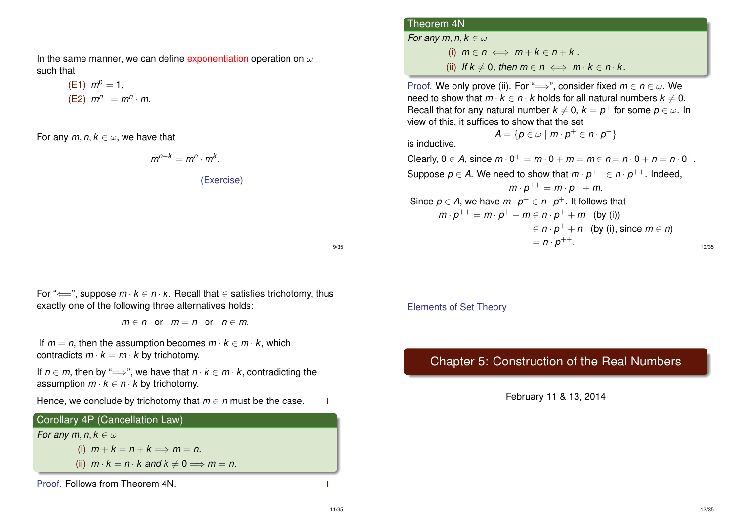In the same manner, we can define exponentiation operation on $\omega$ such that

(E1) $m^0 = 1$,

(E2) $m^{n^+} = m^n \cdot m$.

For any $m, n, k \in \omega$, we have that

$$m^{n+k} = m^n \cdot m^k.$$

(Exercise)

## Theorem 4N

*For any $m, n, k \in \omega$*

(i) $m \in n \iff m + k \in n + k$.

(ii) *If $k \neq 0$, then* $m \in n \iff m \cdot k \in n \cdot k$.

Proof. We only prove (ii). For "$\Longrightarrow$", consider fixed $m \in n \in \omega$. We need to show that $m \cdot k \in n \cdot k$ holds for all natural numbers $k \neq 0$. Recall that for any natural number $k \neq 0$, $k = p^+$ for some $p \in \omega$. In view of this, it suffices to show that the set

$$A = \{p \in \omega \mid m \cdot p^+ \in n \cdot p^+\}$$

is inductive.

Clearly, $0 \in A$, since $m \cdot 0^+ = m \cdot 0 + m = m \in n = n \cdot 0 + n = n \cdot 0^+$.

Suppose $p \in A$. We need to show that $m \cdot p^{++} \in n \cdot p^{++}$. Indeed,

$$m \cdot p^{++} = m \cdot p^+ + m.$$

Since $p \in A$, we have $m \cdot p^+ \in n \cdot p^+$. It follows that

$$\begin{aligned} m \cdot p^{++} = m \cdot p^+ + m &\in n \cdot p^+ + m \quad \text{(by (i))} \\ &\in n \cdot p^+ + n \quad \text{(by (i), since } m \in n) \\ &= n \cdot p^{++}. \end{aligned}$$

For "$\Longleftarrow$", suppose $m \cdot k \in n \cdot k$. Recall that $\in$ satisfies trichotomy, thus exactly one of the following three alternatives holds:

$$m \in n \quad \text{or} \quad m = n \quad \text{or} \quad n \in m.$$

If $m = n$, then the assumption becomes $m \cdot k \in m \cdot k$, which contradicts $m \cdot k = m \cdot k$ by trichotomy.

If $n \in m$, then by "$\Longrightarrow$", we have that $n \cdot k \in m \cdot k$, contradicting the assumption $m \cdot k \in n \cdot k$ by trichotomy.

Hence, we conclude by trichotomy that $m \in n$ must be the case. □

## Corollary 4P (Cancellation Law)

*For any $m, n, k \in \omega$*

(i) $m + k = n + k \Longrightarrow m = n$.

(ii) $m \cdot k = n \cdot k$ *and* $k \neq 0 \Longrightarrow m = n$.

Proof. Follows from Theorem 4N. □

Elements of Set Theory

# Chapter 5: Construction of the Real Numbers

February 11 & 13, 2014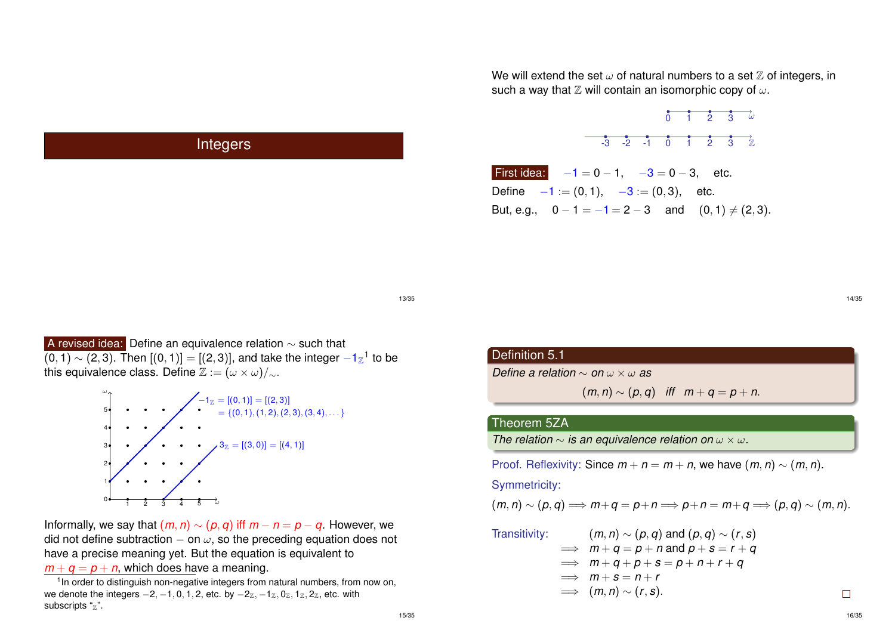# Integers

We will extend the set $\omega$ of natural numbers to a set $\mathbb{Z}$ of integers, in such a way that $\mathbb{Z}$ will contain an isomorphic copy of $\omega$.

**First idea:** $-1 = 0 - 1$, $\quad -3 = 0 - 3$, $\quad$ etc.

Define $\quad -1 := (0, 1)$, $\quad -3 := (0, 3)$, $\quad$ etc.

But, e.g., $\quad 0 - 1 = -1 = 2 - 3 \quad$ and $\quad (0, 1) \neq (2, 3)$.

**A revised idea:** Define an equivalence relation $\sim$ such that $(0, 1) \sim (2, 3)$. Then $[(0, 1)] = [(2, 3)]$, and take the integer $-1_{\mathbb{Z}}$[1] to be this equivalence class. Define $\mathbb{Z} := (\omega \times \omega)/_{\sim}$.

$-1_{\mathbb{Z}} = [(0, 1)] = [(2, 3)] = \{(0, 1), (1, 2), (2, 3), (3, 4), \dots\}$

$3_{\mathbb{Z}} = [(3, 0)] = [(4, 1)]$

Informally, we say that $(m, n) \sim (p, q)$ iff $m - n = p - q$. However, we did not define subtraction $-$ on $\omega$, so the preceding equation does not have a precise meaning yet. But the equation is equivalent to $m + q = p + n$, which does have a meaning.

[1] In order to distinguish non-negative integers from natural numbers, from now on, we denote the integers $-2, -1, 0, 1, 2$, etc. by $-2_{\mathbb{Z}}, -1_{\mathbb{Z}}, 0_{\mathbb{Z}}, 1_{\mathbb{Z}}, 2_{\mathbb{Z}}$, etc. with subscripts "$_{\mathbb{Z}}$".

**Definition 5.1**

*Define a relation $\sim$ on $\omega \times \omega$ as*

$$(m, n) \sim (p, q) \quad \text{iff} \quad m + q = p + n.$$

**Theorem 5ZA**

*The relation $\sim$ is an equivalence relation on $\omega \times \omega$.*

*Proof.* Reflexivity: Since $m + n = m + n$, we have $(m, n) \sim (m, n)$.

Symmetricity:

$$(m, n) \sim (p, q) \implies m + q = p + n \implies p + n = m + q \implies (p, q) \sim (m, n).$$

Transitivity:

$$\begin{aligned}
& (m, n) \sim (p, q) \text{ and } (p, q) \sim (r, s) \\
\implies & m + q = p + n \text{ and } p + s = r + q \\
\implies & m + q + p + s = p + n + r + q \\
\implies & m + s = n + r \\
\implies & (m, n) \sim (r, s).
\end{aligned}$$

$\square$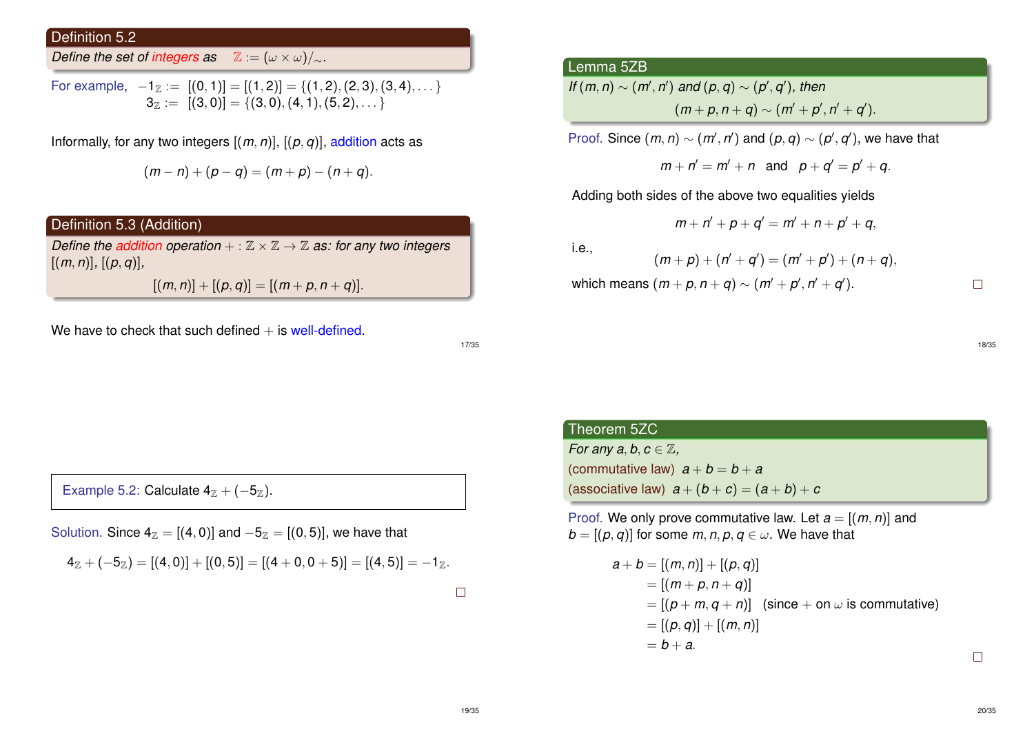### Definition 5.2

*Define the set of integers as* $\mathbb{Z} := (\omega \times \omega)/_\sim$.

For example,
$$-1_{\mathbb{Z}} := [(0,1)] = [(1,2)] = \{(1,2),(2,3),(3,4),\dots\}$$
$$3_{\mathbb{Z}} := [(3,0)] = \{(3,0),(4,1),(5,2),\dots\}$$

Informally, for any two integers $[(m,n)]$, $[(p,q)]$, addition acts as

$$(m-n)+(p-q) = (m+p)-(n+q).$$

### Definition 5.3 (Addition)

*Define the addition operation* $+ : \mathbb{Z} \times \mathbb{Z} \to \mathbb{Z}$ *as: for any two integers* $[(m,n)]$, $[(p,q)]$,

$$[(m,n)] + [(p,q)] = [(m+p, n+q)].$$

We have to check that such defined $+$ is well-defined.

### Lemma 5ZB

*If* $(m,n) \sim (m',n')$ *and* $(p,q) \sim (p',q')$, *then*

$$(m+p, n+q) \sim (m'+p', n'+q').$$

Proof. Since $(m,n) \sim (m',n')$ and $(p,q) \sim (p',q')$, we have that

$$m+n' = m'+n \quad \text{and} \quad p+q' = p'+q.$$

Adding both sides of the above two equalities yields

$$m+n'+p+q' = m'+n+p'+q,$$

i.e.,

$$(m+p)+(n'+q') = (m'+p')+(n+q),$$

which means $(m+p, n+q) \sim (m'+p', n'+q')$. □

Example 5.2: Calculate $4_{\mathbb{Z}} + (-5_{\mathbb{Z}})$.

Solution. Since $4_{\mathbb{Z}} = [(4,0)]$ and $-5_{\mathbb{Z}} = [(0,5)]$, we have that

$$4_{\mathbb{Z}} + (-5_{\mathbb{Z}}) = [(4,0)] + [(0,5)] = [(4+0, 0+5)] = [(4,5)] = -1_{\mathbb{Z}}.$$

□

### Theorem 5ZC

*For any* $a,b,c \in \mathbb{Z}$,

(commutative law) $a+b = b+a$

(associative law) $a+(b+c) = (a+b)+c$

Proof. We only prove commutative law. Let $a = [(m,n)]$ and $b = [(p,q)]$ for some $m,n,p,q \in \omega$. We have that

$$\begin{aligned}
a+b &= [(m,n)] + [(p,q)] \\
&= [(m+p, n+q)] \\
&= [(p+m, q+n)] \quad \text{(since + on } \omega \text{ is commutative)} \\
&= [(p,q)] + [(m,n)] \\
&= b+a.
\end{aligned}$$

□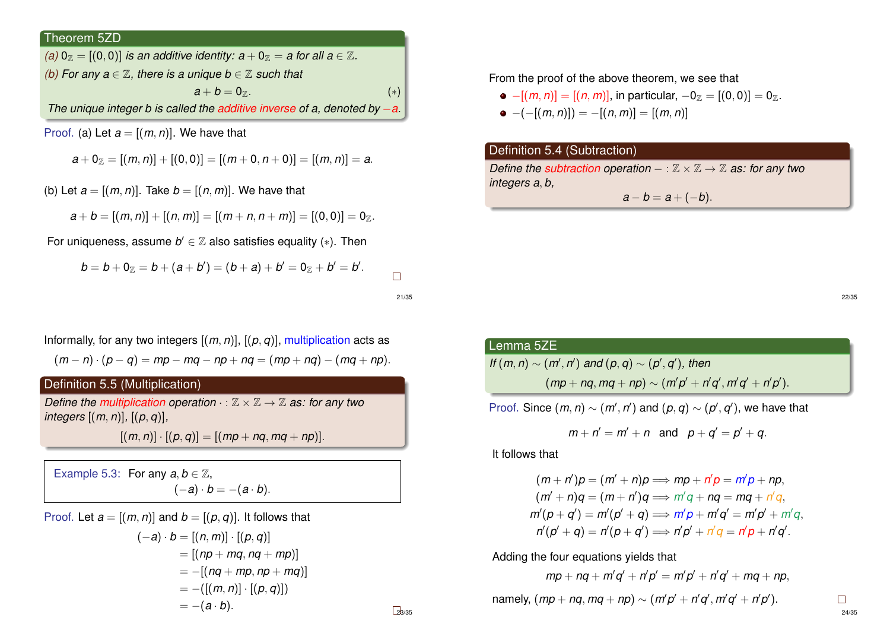**Theorem 5ZD**

*(a)* $0_{\mathbb{Z}} = [(0,0)]$ *is an additive identity:* $a + 0_{\mathbb{Z}} = a$ *for all* $a \in \mathbb{Z}$.

*(b) For any* $a \in \mathbb{Z}$, *there is a unique* $b \in \mathbb{Z}$ *such that*

$$a + b = 0_{\mathbb{Z}}. \qquad (*)$$

*The unique integer b is called the additive inverse of a, denoted by* $-a$.

Proof. (a) Let $a = [(m,n)]$. We have that

$$a + 0_{\mathbb{Z}} = [(m,n)] + [(0,0)] = [(m+0, n+0)] = [(m,n)] = a.$$

(b) Let $a = [(m,n)]$. Take $b = [(n,m)]$. We have that

$$a + b = [(m,n)] + [(n,m)] = [(m+n, n+m)] = [(0,0)] = 0_{\mathbb{Z}}.$$

For uniqueness, assume $b' \in \mathbb{Z}$ also satisfies equality $(*)$. Then

$$b = b + 0_{\mathbb{Z}} = b + (a + b') = (b + a) + b' = 0_{\mathbb{Z}} + b' = b'.$$

□

From the proof of the above theorem, we see that

- $-[(m,n)] = [(n,m)]$, in particular, $-0_{\mathbb{Z}} = [(0,0)] = 0_{\mathbb{Z}}$.
- $-(-[(m,n)]) = -[(n,m)] = [(m,n)]$

**Definition 5.4 (Subtraction)**

*Define the subtraction operation* $- : \mathbb{Z} \times \mathbb{Z} \to \mathbb{Z}$ *as: for any two integers* $a, b$,

$$a - b = a + (-b).$$

Informally, for any two integers $[(m,n)]$, $[(p,q)]$, multiplication acts as

$$(m-n)\cdot(p-q) = mp - mq - np + nq = (mp + nq) - (mq + np).$$

**Definition 5.5 (Multiplication)**

*Define the multiplication operation* $\cdot : \mathbb{Z} \times \mathbb{Z} \to \mathbb{Z}$ *as: for any two integers* $[(m,n)]$, $[(p,q)]$,

$$[(m,n)] \cdot [(p,q)] = [(mp + nq, mq + np)].$$

Example 5.3: For any $a, b \in \mathbb{Z}$,

$$(-a)\cdot b = -(a \cdot b).$$

Proof. Let $a = [(m,n)]$ and $b = [(p,q)]$. It follows that

$$\begin{aligned}
(-a)\cdot b &= [(n,m)] \cdot [(p,q)] \\
&= [(np + mq, nq + mp)] \\
&= -[(nq + mp, np + mq)] \\
&= -([(m,n)] \cdot [(p,q)]) \\
&= -(a \cdot b).
\end{aligned}$$

□

**Lemma 5ZE**

*If* $(m,n) \sim (m',n')$ *and* $(p,q) \sim (p',q')$, *then*

$$(mp + nq, mq + np) \sim (m'p' + n'q', m'q' + n'p').$$

Proof. Since $(m,n) \sim (m',n')$ and $(p,q) \sim (p',q')$, we have that

$$m + n' = m' + n \quad \text{and} \quad p + q' = p' + q.$$

It follows that

$$\begin{aligned}
(m + n')p = (m' + n)p &\Longrightarrow mp + n'p = m'p + np, \\
(m' + n)q = (m + n')q &\Longrightarrow m'q + nq = mq + n'q, \\
m'(p + q') = m'(p' + q) &\Longrightarrow m'p + m'q' = m'p' + m'q, \\
n'(p' + q) = n'(p + q') &\Longrightarrow n'p' + n'q = n'p + n'q'.
\end{aligned}$$

Adding the four equations yields that

$$mp + nq + m'q' + n'p' = m'p' + n'q' + mq + np,$$

namely, $(mp + nq, mq + np) \sim (m'p' + n'q', m'q' + n'p')$.

□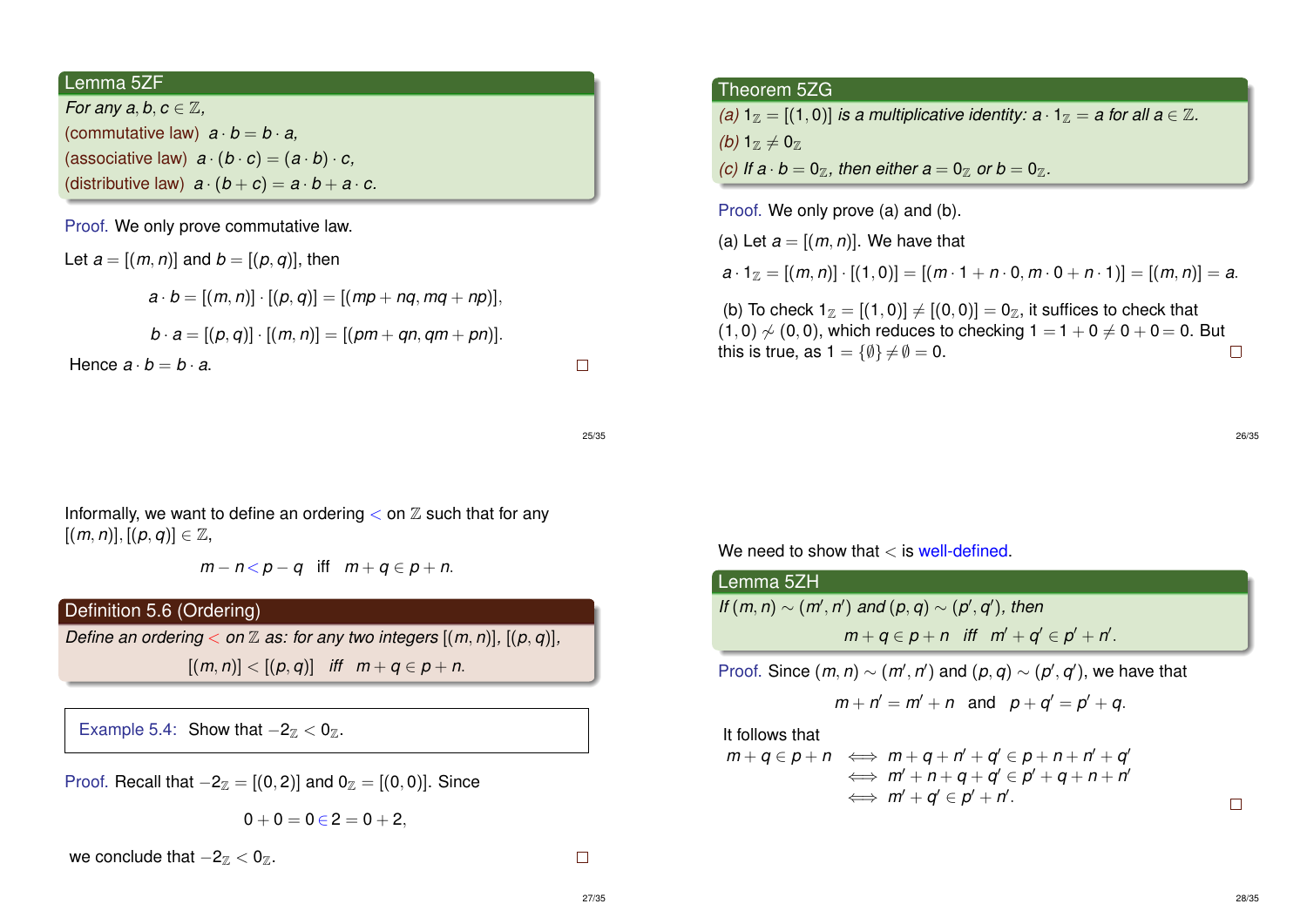## Lemma 5ZF

*For any $a, b, c \in \mathbb{Z}$,*

(commutative law) $a \cdot b = b \cdot a$,

(associative law) $a \cdot (b \cdot c) = (a \cdot b) \cdot c$,

(distributive law) $a \cdot (b + c) = a \cdot b + a \cdot c$.

*Proof.* We only prove commutative law.

Let $a = [(m, n)]$ and $b = [(p, q)]$, then

$$a \cdot b = [(m, n)] \cdot [(p, q)] = [(mp + nq, mq + np)],$$

$$b \cdot a = [(p, q)] \cdot [(m, n)] = [(pm + qn, qm + pn)].$$

Hence $a \cdot b = b \cdot a$. □

## Theorem 5ZG

*(a)* $1_{\mathbb{Z}} = [(1, 0)]$ *is a multiplicative identity:* $a \cdot 1_{\mathbb{Z}} = a$ *for all* $a \in \mathbb{Z}$.

*(b)* $1_{\mathbb{Z}} \neq 0_{\mathbb{Z}}$

*(c) If* $a \cdot b = 0_{\mathbb{Z}}$, *then either* $a = 0_{\mathbb{Z}}$ *or* $b = 0_{\mathbb{Z}}$.

*Proof.* We only prove (a) and (b).

(a) Let $a = [(m, n)]$. We have that

$$a \cdot 1_{\mathbb{Z}} = [(m, n)] \cdot [(1, 0)] = [(m \cdot 1 + n \cdot 0, m \cdot 0 + n \cdot 1)] = [(m, n)] = a.$$

(b) To check $1_{\mathbb{Z}} = [(1, 0)] \neq [(0, 0)] = 0_{\mathbb{Z}}$, it suffices to check that $(1, 0) \not\sim (0, 0)$, which reduces to checking $1 = 1 + 0 \neq 0 + 0 = 0$. But this is true, as $1 = \{\emptyset\} \neq \emptyset = 0$. □

Informally, we want to define an ordering $<$ on $\mathbb{Z}$ such that for any $[(m, n)], [(p, q)] \in \mathbb{Z}$,

$$m - n < p - q \quad \text{iff} \quad m + q \in p + n.$$

## Definition 5.6 (Ordering)

*Define an ordering $<$ on $\mathbb{Z}$ as: for any two integers $[(m, n)], [(p, q)]$,*

$$[(m, n)] < [(p, q)] \quad \textit{iff} \quad m + q \in p + n.$$

**Example 5.4:** Show that $-2_{\mathbb{Z}} < 0_{\mathbb{Z}}$.

*Proof.* Recall that $-2_{\mathbb{Z}} = [(0, 2)]$ and $0_{\mathbb{Z}} = [(0, 0)]$. Since

$$0 + 0 = 0 \in 2 = 0 + 2,$$

we conclude that $-2_{\mathbb{Z}} < 0_{\mathbb{Z}}$. □

We need to show that $<$ is well-defined.

## Lemma 5ZH

*If $(m, n) \sim (m', n')$ and $(p, q) \sim (p', q')$, then*

$$m + q \in p + n \quad \textit{iff} \quad m' + q' \in p' + n'.$$

*Proof.* Since $(m, n) \sim (m', n')$ and $(p, q) \sim (p', q')$, we have that

$$m + n' = m' + n \quad \text{and} \quad p + q' = p' + q.$$

It follows that

$$\begin{aligned}
m + q \in p + n &\iff m + q + n' + q' \in p + n + n' + q' \\
&\iff m' + n + q + q' \in p' + q + n + n' \\
&\iff m' + q' \in p' + n'.
\end{aligned}$$

□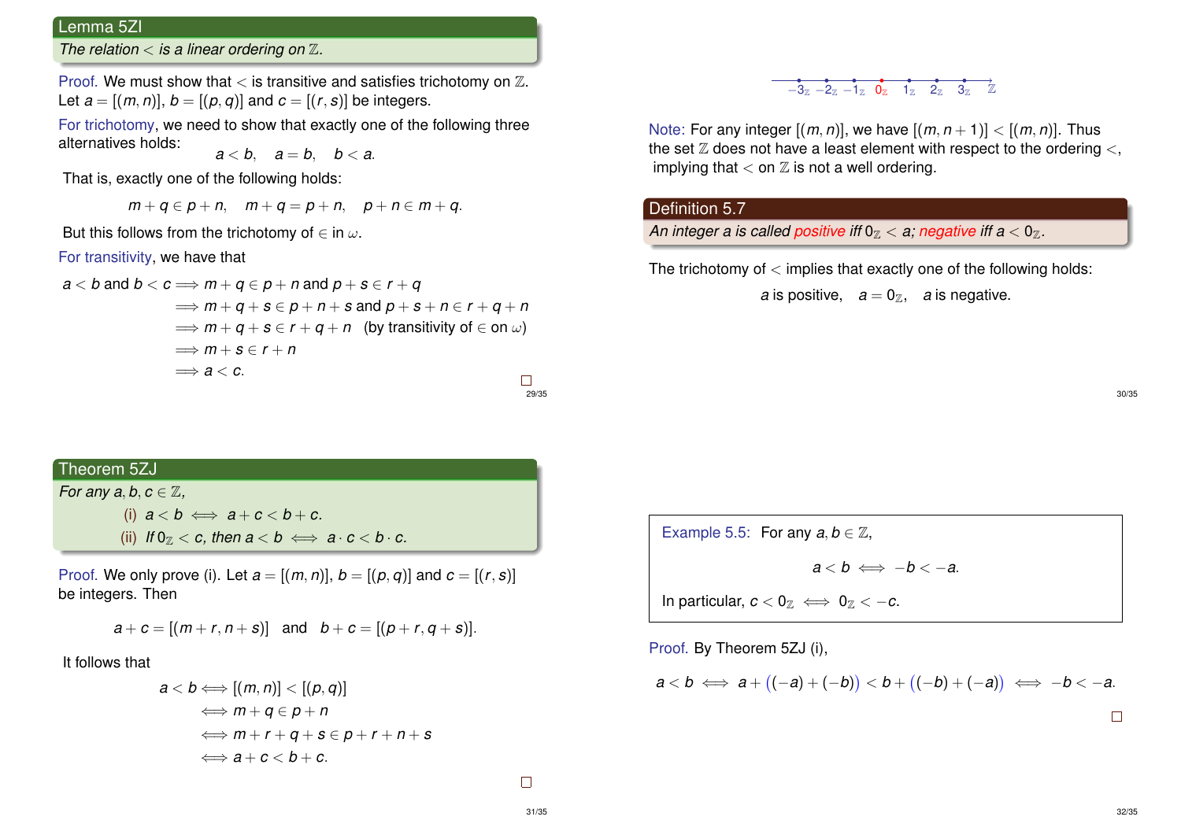### Lemma 5ZI

*The relation $<$ is a linear ordering on $\mathbb{Z}$.*

Proof. We must show that $<$ is transitive and satisfies trichotomy on $\mathbb{Z}$. Let $a = [(m,n)]$, $b = [(p,q)]$ and $c = [(r,s)]$ be integers.

For trichotomy, we need to show that exactly one of the following three alternatives holds:

$$a < b, \quad a = b, \quad b < a.$$

That is, exactly one of the following holds:

$$m + q \in p + n, \quad m + q = p + n, \quad p + n \in m + q.$$

But this follows from the trichotomy of $\in$ in $\omega$.

For transitivity, we have that

$$\begin{aligned}
a < b \text{ and } b < c &\implies m + q \in p + n \text{ and } p + s \in r + q \\
&\implies m + q + s \in p + n + s \text{ and } p + s + n \in r + q + n \\
&\implies m + q + s \in r + q + n \quad \text{(by transitivity of } \in \text{ on } \omega) \\
&\implies m + s \in r + n \\
&\implies a < c.
\end{aligned}$$

□

---

$$-3_{\mathbb{Z}} \quad -2_{\mathbb{Z}} \quad -1_{\mathbb{Z}} \quad 0_{\mathbb{Z}} \quad 1_{\mathbb{Z}} \quad 2_{\mathbb{Z}} \quad 3_{\mathbb{Z}} \quad \mathbb{Z}$$

Note: For any integer $[(m,n)]$, we have $[(m, n+1)] < [(m,n)]$. Thus the set $\mathbb{Z}$ does not have a least element with respect to the ordering $<$, implying that $<$ on $\mathbb{Z}$ is not a well ordering.

### Definition 5.7

*An integer $a$ is called positive iff $0_{\mathbb{Z}} < a$; negative iff $a < 0_{\mathbb{Z}}$.*

The trichotomy of $<$ implies that exactly one of the following holds:

$$a \text{ is positive}, \quad a = 0_{\mathbb{Z}}, \quad a \text{ is negative}.$$

---

### Theorem 5ZJ

*For any $a, b, c \in \mathbb{Z}$,*

(i) $a < b \iff a + c < b + c$.

(ii) *If $0_{\mathbb{Z}} < c$, then $a < b \iff a \cdot c < b \cdot c$.*

Proof. We only prove (i). Let $a = [(m,n)]$, $b = [(p,q)]$ and $c = [(r,s)]$ be integers. Then

$$a + c = [(m + r, n + s)] \quad \text{and} \quad b + c = [(p + r, q + s)].$$

It follows that

$$\begin{aligned}
a < b &\iff [(m,n)] < [(p,q)] \\
&\iff m + q \in p + n \\
&\iff m + r + q + s \in p + r + n + s \\
&\iff a + c < b + c.
\end{aligned}$$

□

---

Example 5.5: For any $a, b \in \mathbb{Z}$,

$$a < b \iff -b < -a.$$

In particular, $c < 0_{\mathbb{Z}} \iff 0_{\mathbb{Z}} < -c$.

Proof. By Theorem 5ZJ (i),

$$a < b \iff a + ((-a) + (-b)) < b + ((-b) + (-a)) \iff -b < -a.$$

□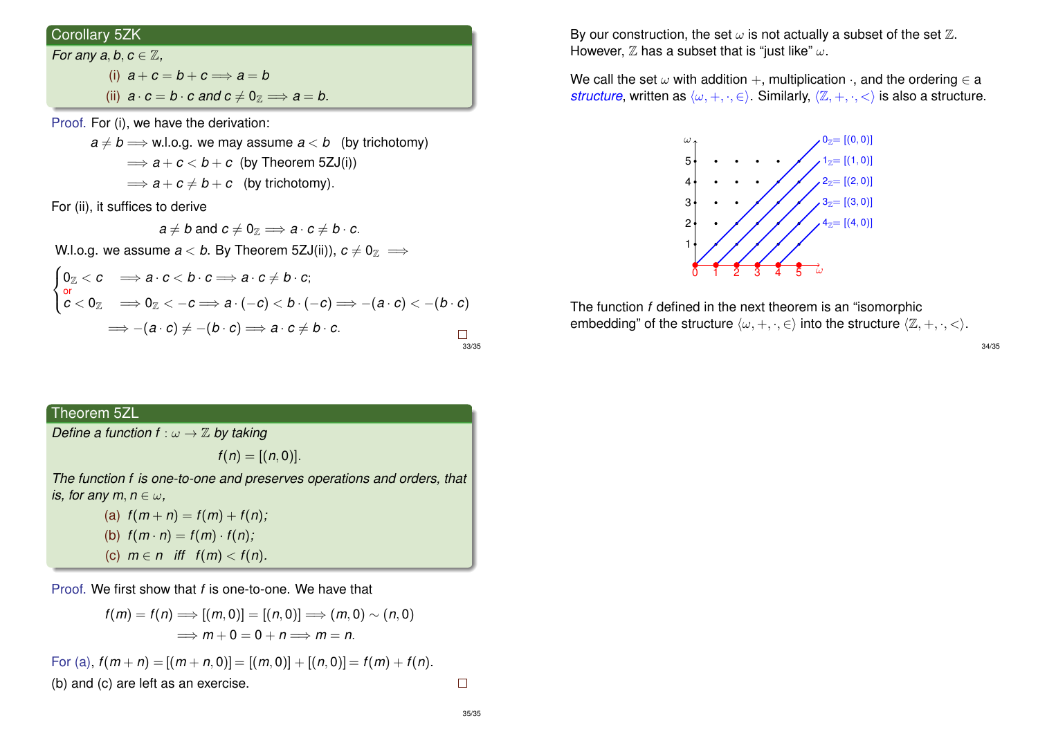## Corollary 5ZK

*For any $a, b, c \in \mathbb{Z}$,*

(i) $a + c = b + c \Longrightarrow a = b$

(ii) $a \cdot c = b \cdot c$ and $c \neq 0_{\mathbb{Z}} \Longrightarrow a = b$.

Proof. For (i), we have the derivation:

$$
\begin{aligned}
a \neq b &\Longrightarrow \text{w.l.o.g. we may assume } a < b \quad \text{(by trichotomy)} \\
&\Longrightarrow a + c < b + c \quad \text{(by Theorem 5ZJ(i))} \\
&\Longrightarrow a + c \neq b + c \quad \text{(by trichotomy).}
\end{aligned}
$$

For (ii), it suffices to derive

$$a \neq b \text{ and } c \neq 0_{\mathbb{Z}} \Longrightarrow a \cdot c \neq b \cdot c.$$

W.l.o.g. we assume $a < b$. By Theorem 5ZJ(ii)), $c \neq 0_{\mathbb{Z}} \Longrightarrow$

$$
\begin{cases}
0_{\mathbb{Z}} < c & \Longrightarrow a \cdot c < b \cdot c \Longrightarrow a \cdot c \neq b \cdot c; \\
\text{or} & \\
c < 0_{\mathbb{Z}} & \Longrightarrow 0_{\mathbb{Z}} < -c \Longrightarrow a \cdot (-c) < b \cdot (-c) \Longrightarrow -(a \cdot c) < -(b \cdot c)
\end{cases}
$$

$$\Longrightarrow -(a \cdot c) \neq -(b \cdot c) \Longrightarrow a \cdot c \neq b \cdot c.$$

□

By our construction, the set $\omega$ is not actually a subset of the set $\mathbb{Z}$. However, $\mathbb{Z}$ has a subset that is "just like" $\omega$.

We call the set $\omega$ with addition $+$, multiplication $\cdot$, and the ordering $\in$ a *structure*, written as $\langle \omega, +, \cdot, \in \rangle$. Similarly, $\langle \mathbb{Z}, +, \cdot, < \rangle$ is also a structure.

$\omega$
5
4
3
2
1
0 1 2 3 4 5 $\omega$
$0_{\mathbb{Z}} = [(0,0)]$
$1_{\mathbb{Z}} = [(1,0)]$
$2_{\mathbb{Z}} = [(2,0)]$
$3_{\mathbb{Z}} = [(3,0)]$
$4_{\mathbb{Z}} = [(4,0)]$

The function $f$ defined in the next theorem is an "isomorphic embedding" of the structure $\langle \omega, +, \cdot, \in \rangle$ into the structure $\langle \mathbb{Z}, +, \cdot, < \rangle$.

## Theorem 5ZL

*Define a function $f : \omega \to \mathbb{Z}$ by taking*

$$f(n) = [(n, 0)].$$

*The function $f$ is one-to-one and preserves operations and orders, that is, for any $m, n \in \omega$,*

(a) $f(m + n) = f(m) + f(n)$;

(b) $f(m \cdot n) = f(m) \cdot f(n)$;

(c) $m \in n$ iff $f(m) < f(n)$.

Proof. We first show that $f$ is one-to-one. We have that

$$
\begin{aligned}
f(m) = f(n) &\Longrightarrow [(m, 0)] = [(n, 0)] \Longrightarrow (m, 0) \sim (n, 0) \\
&\Longrightarrow m + 0 = 0 + n \Longrightarrow m = n.
\end{aligned}
$$

For (a), $f(m + n) = [(m + n, 0)] = [(m, 0)] + [(n, 0)] = f(m) + f(n)$.

(b) and (c) are left as an exercise. □